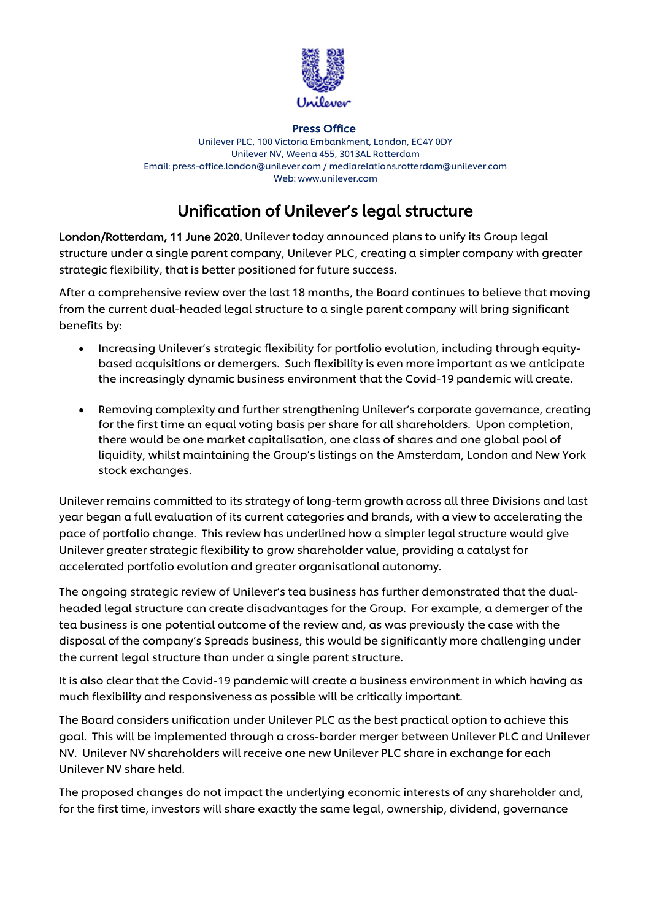**Press Office**

Unilever PLC, 100 Victoria Embankment, London, EC4Y 0DY
Unilever NV, Weena 455, 3013AL Rotterdam
Email: press-office.london@unilever.com / mediarelations.rotterdam@unilever.com
Web: www.unilever.com

# Unification of Unilever's legal structure

**London/Rotterdam, 11 June 2020.** Unilever today announced plans to unify its Group legal structure under a single parent company, Unilever PLC, creating a simpler company with greater strategic flexibility, that is better positioned for future success.

After a comprehensive review over the last 18 months, the Board continues to believe that moving from the current dual-headed legal structure to a single parent company will bring significant benefits by:

- Increasing Unilever's strategic flexibility for portfolio evolution, including through equity-based acquisitions or demergers. Such flexibility is even more important as we anticipate the increasingly dynamic business environment that the Covid-19 pandemic will create.

- Removing complexity and further strengthening Unilever's corporate governance, creating for the first time an equal voting basis per share for all shareholders. Upon completion, there would be one market capitalisation, one class of shares and one global pool of liquidity, whilst maintaining the Group's listings on the Amsterdam, London and New York stock exchanges.

Unilever remains committed to its strategy of long-term growth across all three Divisions and last year began a full evaluation of its current categories and brands, with a view to accelerating the pace of portfolio change. This review has underlined how a simpler legal structure would give Unilever greater strategic flexibility to grow shareholder value, providing a catalyst for accelerated portfolio evolution and greater organisational autonomy.

The ongoing strategic review of Unilever's tea business has further demonstrated that the dual-headed legal structure can create disadvantages for the Group. For example, a demerger of the tea business is one potential outcome of the review and, as was previously the case with the disposal of the company's Spreads business, this would be significantly more challenging under the current legal structure than under a single parent structure.

It is also clear that the Covid-19 pandemic will create a business environment in which having as much flexibility and responsiveness as possible will be critically important.

The Board considers unification under Unilever PLC as the best practical option to achieve this goal. This will be implemented through a cross-border merger between Unilever PLC and Unilever NV. Unilever NV shareholders will receive one new Unilever PLC share in exchange for each Unilever NV share held.

The proposed changes do not impact the underlying economic interests of any shareholder and, for the first time, investors will share exactly the same legal, ownership, dividend, governance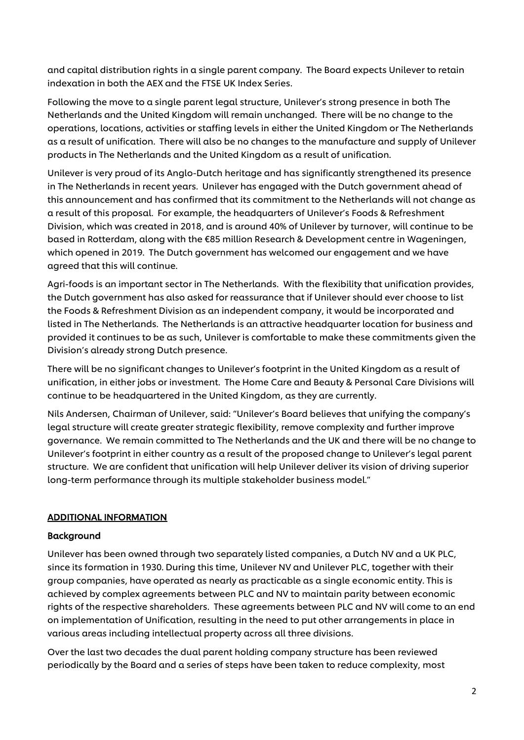and capital distribution rights in a single parent company. The Board expects Unilever to retain indexation in both the AEX and the FTSE UK Index Series.

Following the move to a single parent legal structure, Unilever's strong presence in both The Netherlands and the United Kingdom will remain unchanged. There will be no change to the operations, locations, activities or staffing levels in either the United Kingdom or The Netherlands as a result of unification. There will also be no changes to the manufacture and supply of Unilever products in The Netherlands and the United Kingdom as a result of unification.

Unilever is very proud of its Anglo-Dutch heritage and has significantly strengthened its presence in The Netherlands in recent years. Unilever has engaged with the Dutch government ahead of this announcement and has confirmed that its commitment to the Netherlands will not change as a result of this proposal. For example, the headquarters of Unilever's Foods & Refreshment Division, which was created in 2018, and is around 40% of Unilever by turnover, will continue to be based in Rotterdam, along with the €85 million Research & Development centre in Wageningen, which opened in 2019. The Dutch government has welcomed our engagement and we have agreed that this will continue.

Agri-foods is an important sector in The Netherlands. With the flexibility that unification provides, the Dutch government has also asked for reassurance that if Unilever should ever choose to list the Foods & Refreshment Division as an independent company, it would be incorporated and listed in The Netherlands. The Netherlands is an attractive headquarter location for business and provided it continues to be as such, Unilever is comfortable to make these commitments given the Division's already strong Dutch presence.

There will be no significant changes to Unilever's footprint in the United Kingdom as a result of unification, in either jobs or investment. The Home Care and Beauty & Personal Care Divisions will continue to be headquartered in the United Kingdom, as they are currently.

Nils Andersen, Chairman of Unilever, said: "Unilever's Board believes that unifying the company's legal structure will create greater strategic flexibility, remove complexity and further improve governance. We remain committed to The Netherlands and the UK and there will be no change to Unilever's footprint in either country as a result of the proposed change to Unilever's legal parent structure. We are confident that unification will help Unilever deliver its vision of driving superior long-term performance through its multiple stakeholder business model."

## ADDITIONAL INFORMATION

### Background

Unilever has been owned through two separately listed companies, a Dutch NV and a UK PLC, since its formation in 1930. During this time, Unilever NV and Unilever PLC, together with their group companies, have operated as nearly as practicable as a single economic entity. This is achieved by complex agreements between PLC and NV to maintain parity between economic rights of the respective shareholders. These agreements between PLC and NV will come to an end on implementation of Unification, resulting in the need to put other arrangements in place in various areas including intellectual property across all three divisions.

Over the last two decades the dual parent holding company structure has been reviewed periodically by the Board and a series of steps have been taken to reduce complexity, most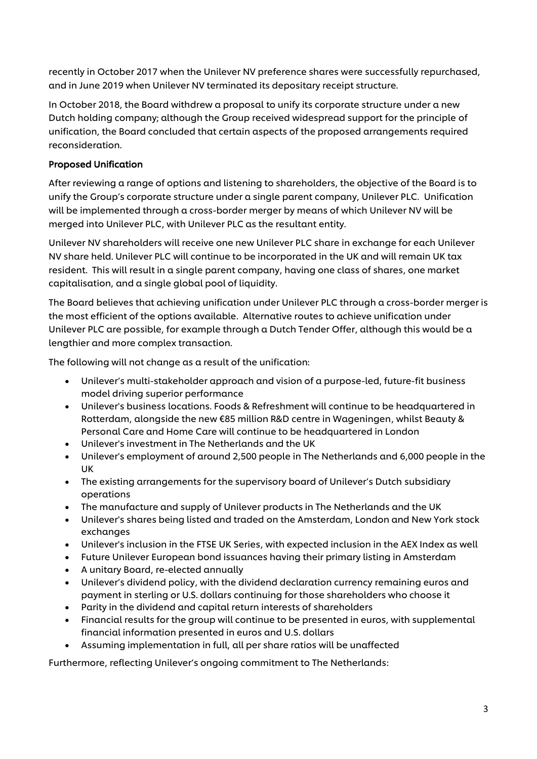recently in October 2017 when the Unilever NV preference shares were successfully repurchased, and in June 2019 when Unilever NV terminated its depositary receipt structure.

In October 2018, the Board withdrew a proposal to unify its corporate structure under a new Dutch holding company; although the Group received widespread support for the principle of unification, the Board concluded that certain aspects of the proposed arrangements required reconsideration.

**Proposed Unification**

After reviewing a range of options and listening to shareholders, the objective of the Board is to unify the Group's corporate structure under a single parent company, Unilever PLC. Unification will be implemented through a cross-border merger by means of which Unilever NV will be merged into Unilever PLC, with Unilever PLC as the resultant entity.

Unilever NV shareholders will receive one new Unilever PLC share in exchange for each Unilever NV share held. Unilever PLC will continue to be incorporated in the UK and will remain UK tax resident. This will result in a single parent company, having one class of shares, one market capitalisation, and a single global pool of liquidity.

The Board believes that achieving unification under Unilever PLC through a cross-border merger is the most efficient of the options available. Alternative routes to achieve unification under Unilever PLC are possible, for example through a Dutch Tender Offer, although this would be a lengthier and more complex transaction.

The following will not change as a result of the unification:

- Unilever's multi-stakeholder approach and vision of a purpose-led, future-fit business model driving superior performance
- Unilever's business locations. Foods & Refreshment will continue to be headquartered in Rotterdam, alongside the new €85 million R&D centre in Wageningen, whilst Beauty & Personal Care and Home Care will continue to be headquartered in London
- Unilever's investment in The Netherlands and the UK
- Unilever's employment of around 2,500 people in The Netherlands and 6,000 people in the UK
- The existing arrangements for the supervisory board of Unilever's Dutch subsidiary operations
- The manufacture and supply of Unilever products in The Netherlands and the UK
- Unilever's shares being listed and traded on the Amsterdam, London and New York stock exchanges
- Unilever's inclusion in the FTSE UK Series, with expected inclusion in the AEX Index as well
- Future Unilever European bond issuances having their primary listing in Amsterdam
- A unitary Board, re-elected annually
- Unilever's dividend policy, with the dividend declaration currency remaining euros and payment in sterling or U.S. dollars continuing for those shareholders who choose it
- Parity in the dividend and capital return interests of shareholders
- Financial results for the group will continue to be presented in euros, with supplemental financial information presented in euros and U.S. dollars
- Assuming implementation in full, all per share ratios will be unaffected

Furthermore, reflecting Unilever's ongoing commitment to The Netherlands: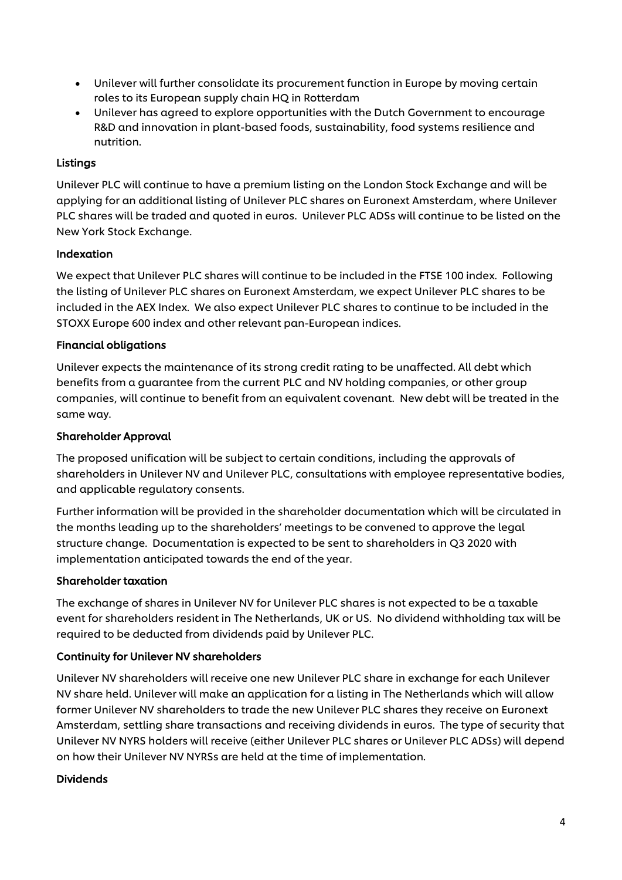- Unilever will further consolidate its procurement function in Europe by moving certain roles to its European supply chain HQ in Rotterdam
- Unilever has agreed to explore opportunities with the Dutch Government to encourage R&D and innovation in plant-based foods, sustainability, food systems resilience and nutrition.

**Listings**

Unilever PLC will continue to have a premium listing on the London Stock Exchange and will be applying for an additional listing of Unilever PLC shares on Euronext Amsterdam, where Unilever PLC shares will be traded and quoted in euros. Unilever PLC ADSs will continue to be listed on the New York Stock Exchange.

**Indexation**

We expect that Unilever PLC shares will continue to be included in the FTSE 100 index. Following the listing of Unilever PLC shares on Euronext Amsterdam, we expect Unilever PLC shares to be included in the AEX Index. We also expect Unilever PLC shares to continue to be included in the STOXX Europe 600 index and other relevant pan-European indices.

**Financial obligations**

Unilever expects the maintenance of its strong credit rating to be unaffected. All debt which benefits from a guarantee from the current PLC and NV holding companies, or other group companies, will continue to benefit from an equivalent covenant. New debt will be treated in the same way.

**Shareholder Approval**

The proposed unification will be subject to certain conditions, including the approvals of shareholders in Unilever NV and Unilever PLC, consultations with employee representative bodies, and applicable regulatory consents.

Further information will be provided in the shareholder documentation which will be circulated in the months leading up to the shareholders' meetings to be convened to approve the legal structure change. Documentation is expected to be sent to shareholders in Q3 2020 with implementation anticipated towards the end of the year.

**Shareholder taxation**

The exchange of shares in Unilever NV for Unilever PLC shares is not expected to be a taxable event for shareholders resident in The Netherlands, UK or US. No dividend withholding tax will be required to be deducted from dividends paid by Unilever PLC.

**Continuity for Unilever NV shareholders**

Unilever NV shareholders will receive one new Unilever PLC share in exchange for each Unilever NV share held. Unilever will make an application for a listing in The Netherlands which will allow former Unilever NV shareholders to trade the new Unilever PLC shares they receive on Euronext Amsterdam, settling share transactions and receiving dividends in euros. The type of security that Unilever NV NYRS holders will receive (either Unilever PLC shares or Unilever PLC ADSs) will depend on how their Unilever NV NYRSs are held at the time of implementation.

**Dividends**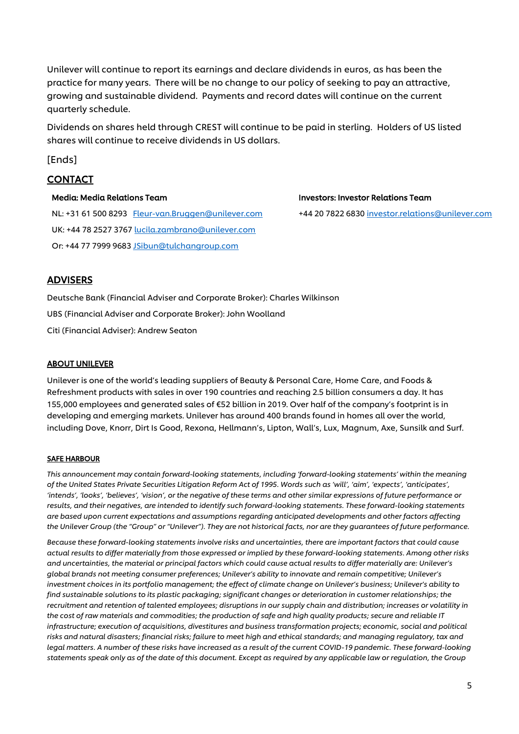Unilever will continue to report its earnings and declare dividends in euros, as has been the practice for many years. There will be no change to our policy of seeking to pay an attractive, growing and sustainable dividend. Payments and record dates will continue on the current quarterly schedule.

Dividends on shares held through CREST will continue to be paid in sterling. Holders of US listed shares will continue to receive dividends in US dollars.

[Ends]

## CONTACT

**Media: Media Relations Team**

NL: +31 61 500 8293 Fleur-van.Bruggen@unilever.com

UK: +44 78 2527 3767 lucila.zambrano@unilever.com

Or: +44 77 7999 9683 JSibun@tulchangroup.com

**Investors: Investor Relations Team**

+44 20 7822 6830 investor.relations@unilever.com

## ADVISERS

Deutsche Bank (Financial Adviser and Corporate Broker): Charles Wilkinson

UBS (Financial Adviser and Corporate Broker): John Woolland

Citi (Financial Adviser): Andrew Seaton

### ABOUT UNILEVER

Unilever is one of the world's leading suppliers of Beauty & Personal Care, Home Care, and Foods & Refreshment products with sales in over 190 countries and reaching 2.5 billion consumers a day. It has 155,000 employees and generated sales of €52 billion in 2019. Over half of the company's footprint is in developing and emerging markets. Unilever has around 400 brands found in homes all over the world, including Dove, Knorr, Dirt Is Good, Rexona, Hellmann's, Lipton, Wall's, Lux, Magnum, Axe, Sunsilk and Surf.

#### SAFE HARBOUR

*This announcement may contain forward-looking statements, including 'forward-looking statements' within the meaning of the United States Private Securities Litigation Reform Act of 1995. Words such as 'will', 'aim', 'expects', 'anticipates', 'intends', 'looks', 'believes', 'vision', or the negative of these terms and other similar expressions of future performance or results, and their negatives, are intended to identify such forward-looking statements. These forward-looking statements are based upon current expectations and assumptions regarding anticipated developments and other factors affecting the Unilever Group (the "Group" or "Unilever"). They are not historical facts, nor are they guarantees of future performance.*

*Because these forward-looking statements involve risks and uncertainties, there are important factors that could cause actual results to differ materially from those expressed or implied by these forward-looking statements. Among other risks and uncertainties, the material or principal factors which could cause actual results to differ materially are: Unilever's global brands not meeting consumer preferences; Unilever's ability to innovate and remain competitive; Unilever's investment choices in its portfolio management; the effect of climate change on Unilever's business; Unilever's ability to find sustainable solutions to its plastic packaging; significant changes or deterioration in customer relationships; the recruitment and retention of talented employees; disruptions in our supply chain and distribution; increases or volatility in the cost of raw materials and commodities; the production of safe and high quality products; secure and reliable IT infrastructure; execution of acquisitions, divestitures and business transformation projects; economic, social and political risks and natural disasters; financial risks; failure to meet high and ethical standards; and managing regulatory, tax and legal matters. A number of these risks have increased as a result of the current COVID-19 pandemic. These forward-looking statements speak only as of the date of this document. Except as required by any applicable law or regulation, the Group*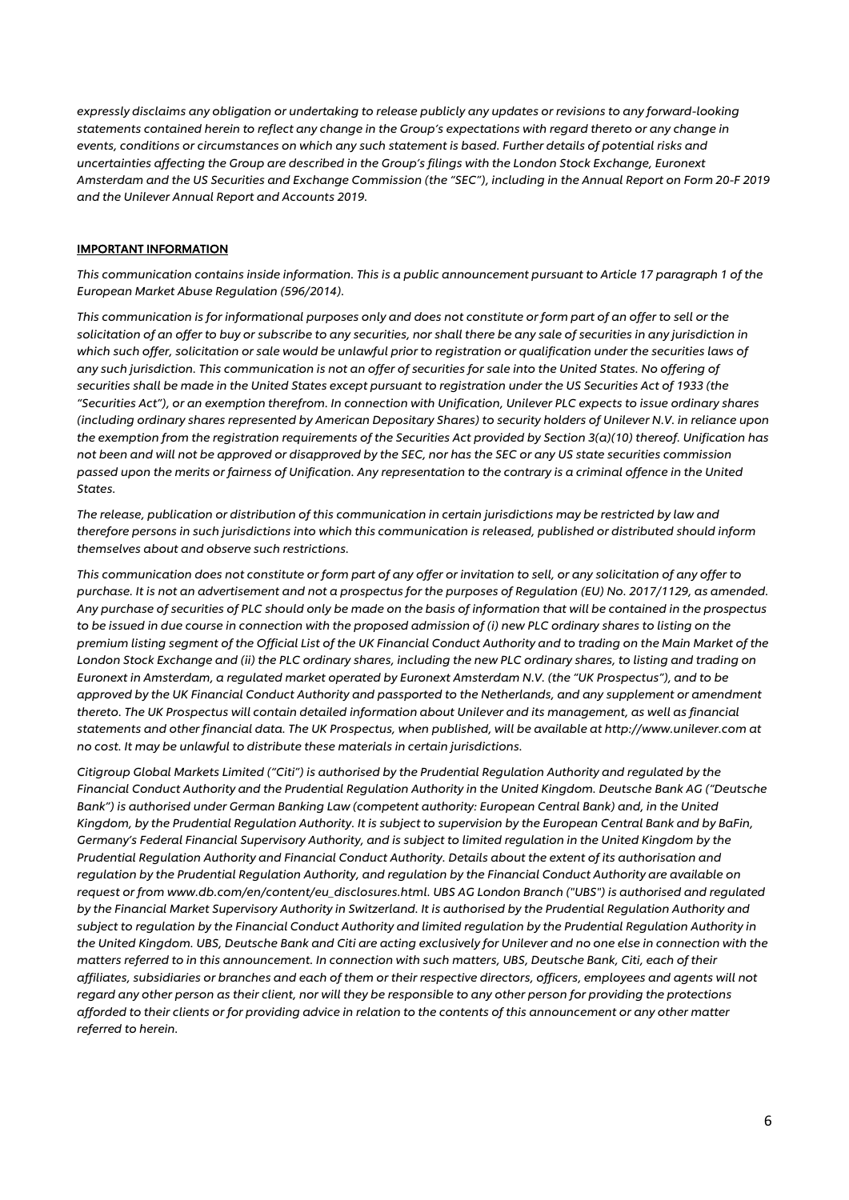*expressly disclaims any obligation or undertaking to release publicly any updates or revisions to any forward-looking statements contained herein to reflect any change in the Group's expectations with regard thereto or any change in events, conditions or circumstances on which any such statement is based. Further details of potential risks and uncertainties affecting the Group are described in the Group's filings with the London Stock Exchange, Euronext Amsterdam and the US Securities and Exchange Commission (the "SEC"), including in the Annual Report on Form 20-F 2019 and the Unilever Annual Report and Accounts 2019.*

**IMPORTANT INFORMATION**

*This communication contains inside information. This is a public announcement pursuant to Article 17 paragraph 1 of the European Market Abuse Regulation (596/2014).*

*This communication is for informational purposes only and does not constitute or form part of an offer to sell or the solicitation of an offer to buy or subscribe to any securities, nor shall there be any sale of securities in any jurisdiction in which such offer, solicitation or sale would be unlawful prior to registration or qualification under the securities laws of any such jurisdiction. This communication is not an offer of securities for sale into the United States. No offering of securities shall be made in the United States except pursuant to registration under the US Securities Act of 1933 (the "Securities Act"), or an exemption therefrom. In connection with Unification, Unilever PLC expects to issue ordinary shares (including ordinary shares represented by American Depositary Shares) to security holders of Unilever N.V. in reliance upon the exemption from the registration requirements of the Securities Act provided by Section 3(a)(10) thereof. Unification has not been and will not be approved or disapproved by the SEC, nor has the SEC or any US state securities commission passed upon the merits or fairness of Unification. Any representation to the contrary is a criminal offence in the United States.*

*The release, publication or distribution of this communication in certain jurisdictions may be restricted by law and therefore persons in such jurisdictions into which this communication is released, published or distributed should inform themselves about and observe such restrictions.*

*This communication does not constitute or form part of any offer or invitation to sell, or any solicitation of any offer to purchase. It is not an advertisement and not a prospectus for the purposes of Regulation (EU) No. 2017/1129, as amended. Any purchase of securities of PLC should only be made on the basis of information that will be contained in the prospectus to be issued in due course in connection with the proposed admission of (i) new PLC ordinary shares to listing on the premium listing segment of the Official List of the UK Financial Conduct Authority and to trading on the Main Market of the London Stock Exchange and (ii) the PLC ordinary shares, including the new PLC ordinary shares, to listing and trading on Euronext in Amsterdam, a regulated market operated by Euronext Amsterdam N.V. (the "UK Prospectus"), and to be approved by the UK Financial Conduct Authority and passported to the Netherlands, and any supplement or amendment thereto. The UK Prospectus will contain detailed information about Unilever and its management, as well as financial statements and other financial data. The UK Prospectus, when published, will be available at http://www.unilever.com at no cost. It may be unlawful to distribute these materials in certain jurisdictions.*

*Citigroup Global Markets Limited ("Citi") is authorised by the Prudential Regulation Authority and regulated by the Financial Conduct Authority and the Prudential Regulation Authority in the United Kingdom. Deutsche Bank AG ("Deutsche Bank") is authorised under German Banking Law (competent authority: European Central Bank) and, in the United Kingdom, by the Prudential Regulation Authority. It is subject to supervision by the European Central Bank and by BaFin, Germany's Federal Financial Supervisory Authority, and is subject to limited regulation in the United Kingdom by the Prudential Regulation Authority and Financial Conduct Authority. Details about the extent of its authorisation and regulation by the Prudential Regulation Authority, and regulation by the Financial Conduct Authority are available on request or from www.db.com/en/content/eu_disclosures.html. UBS AG London Branch ("UBS") is authorised and regulated by the Financial Market Supervisory Authority in Switzerland. It is authorised by the Prudential Regulation Authority and subject to regulation by the Financial Conduct Authority and limited regulation by the Prudential Regulation Authority in the United Kingdom. UBS, Deutsche Bank and Citi are acting exclusively for Unilever and no one else in connection with the matters referred to in this announcement. In connection with such matters, UBS, Deutsche Bank, Citi, each of their affiliates, subsidiaries or branches and each of them or their respective directors, officers, employees and agents will not regard any other person as their client, nor will they be responsible to any other person for providing the protections afforded to their clients or for providing advice in relation to the contents of this announcement or any other matter referred to herein.*